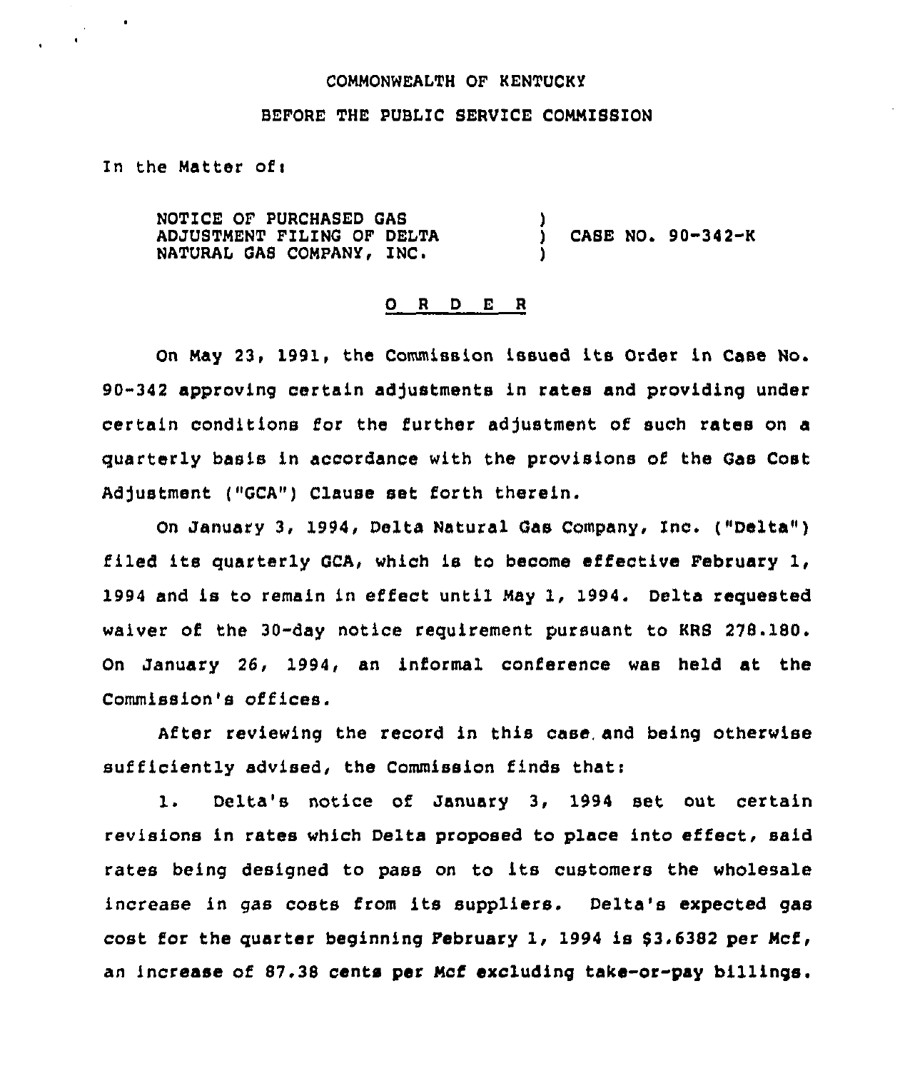COMMONWEALTH OF KENTUCKY

BEFORE THE PUBLIC SERVICE COMMISSION

In the Matter of:

NOTICE OF PURCHASED GAS ADJUSTMENT FILING OF DELTA NATURAL GAS COMPANY, INC. ) CASE NO. 90-342-K

O R D E R

On May 23, 1991, the Commission issued its Order in Case No. 90-342 approving certain adjustments in rates and providing under certain conditions for the further adjustment of such rates on a quarterly basis in accordance with the provisions of the Gas Cost Adjustment ("GCA") Clause set forth therein.

On January 3, 1994, Delta Natural Gas Company, Inc. ("Delta") filed its quarterly GCA, which is to become effective February 1, 1994 and is to remain in effect until May 1, 1994. Delta requested waiver of the 30-day notice requirement pursuant to KRS 278.180. On January 26, 1994, an informal conference was held at the Commission's offices.

After reviewing the record in this case and being otherwise sufficiently advised, the Commission finds that:

1. Delta's notice of January 3, 1994 set out certain revisions in rates which Delta proposed to place into effect, said rates being designed to pass on to its customers the wholesale increase in gas costs from its suppliers. Delta's expected gas cost for the quarter beginning February 1, 1994 is $3.6382 per Mcf, an increase of 87.38 cents per Mcf excluding take-or-pay billings.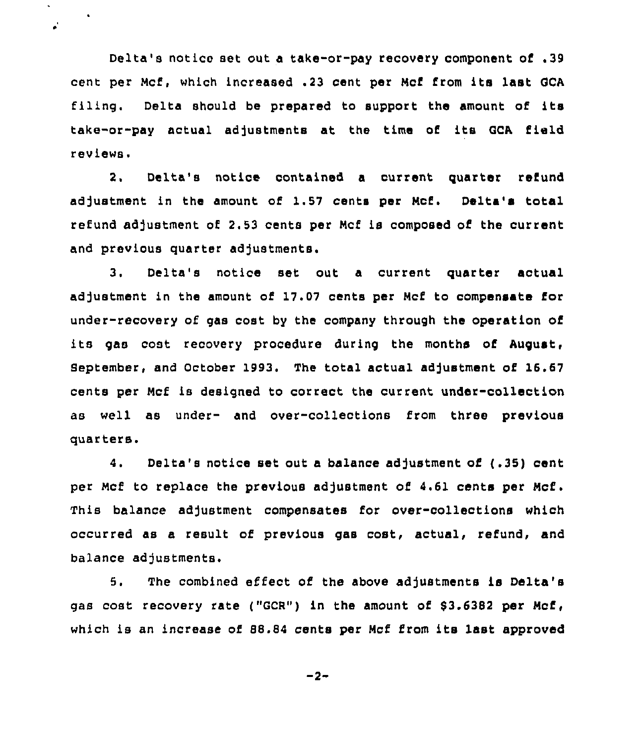Delta's notice set out a take-or-pay recovery component of .39 cent per Mcf, which increased .23 cent per Mcf from its last GCA filing. Delta should be prepared to support the amount of its take-or-pay actual adjustments at the time of its GCA field reviews.

2. Delta's notice contained a current quarter refund adjustment in the amount of 1.57 cents per Mcf. Delta's total refund adjustment of 2.53 cents per Mcf is composed of the current and previous quarter adjustments.

3. Delta's notice set out a current quarter actual adjustment in the amount of 17.07 cents per Mcf to compensate for under-recovery of gas cost by the company through the operation of its gas cost recovery procedure during the months of August, September, and October 1993. The total actual adjustment of 16.67 cents per Mcf is designed to correct the current under-collection as well as under- and over-collections from three previous quarters.

4. Delta's notice set out a balance adjustment of (.35) cent per Mcf to replace the previous adjustment of 4.61 cents per Mcf. This balance adjustment compensates for over-collections which occurred as a result of previous gas cost, actual, refund, and balance adjustments.

5. The combined effect of the above adjustments is Delta's gas cost recovery rate ("GCR") in the amount of $3.6382 per Mcf, which is an increase of 88.84 cents per Mcf from its last approved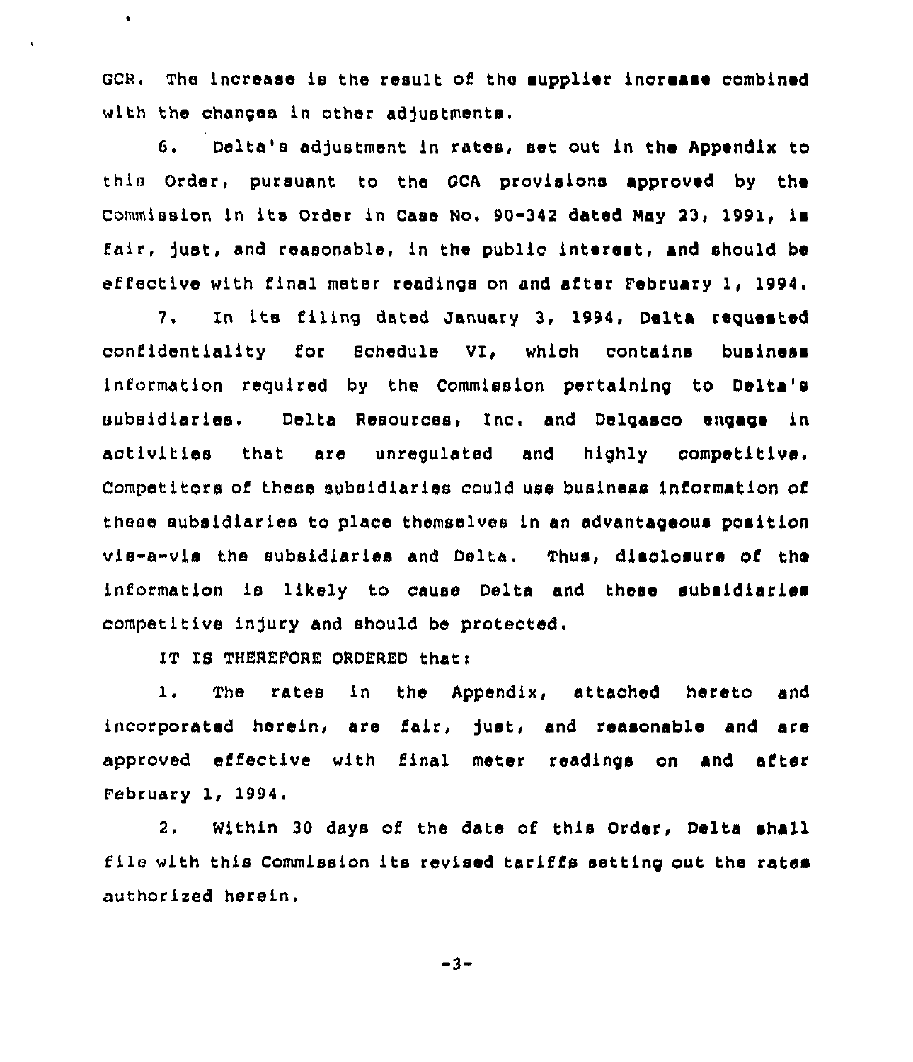GCR. The increase is the result of the supplier increase combined with the changes in other adjustments.

6. Delta's adjustment in rates, set out in the Appendix to this Order, pursuant to the GCA provisions approved by the Commission in its Order in Case No. 90-342 dated May 23, 1991, is fair, just, and reasonable, in the public interest, and should be effective with final meter readings on and after February 1, 1994.

7. In its filing dated January 3, 1994, Delta requested confidentiality for Schedule VI, which contains business information required by the Commission pertaining to Delta's subsidiaries. Delta Resources, Inc. and Delgasco engage in activities that are unregulated and highly competitive. Competitors of these subsidiaries could use business information of these subsidiaries to place themselves in an advantageous position vis-a-vis the subsidiaries and Delta. Thus, disclosure of the information is likely to cause Delta and these subsidiaries competitive injury and should be protected.

IT IS THEREFORE ORDERED that:

1. The rates in the Appendix, attached hereto and incorporated herein, are fair, just, and reasonable and are approved effective with final meter readings on and after February 1, 1994.

2. Within 30 days of the date of this Order, Delta shall file with this Commission its revised tariffs setting out the rates authorized herein.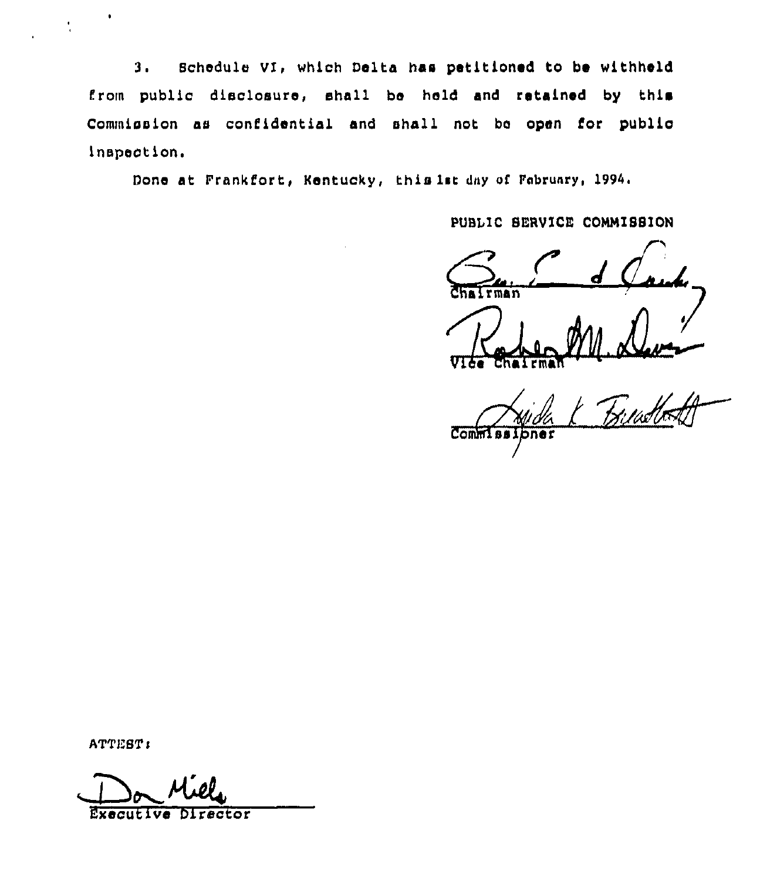3. Schedule VI, which Delta has petitioned to be withheld from public disclosure, shall be held and retained by this Commission as confidential and shall not be open for public inspection.

Done at Frankfort, Kentucky, this 1st day of February, 1994.

PUBLIC SERVICE COMMISSION

Chairman

Vice Chairman

Commissioner

ATTEST:

Executive Director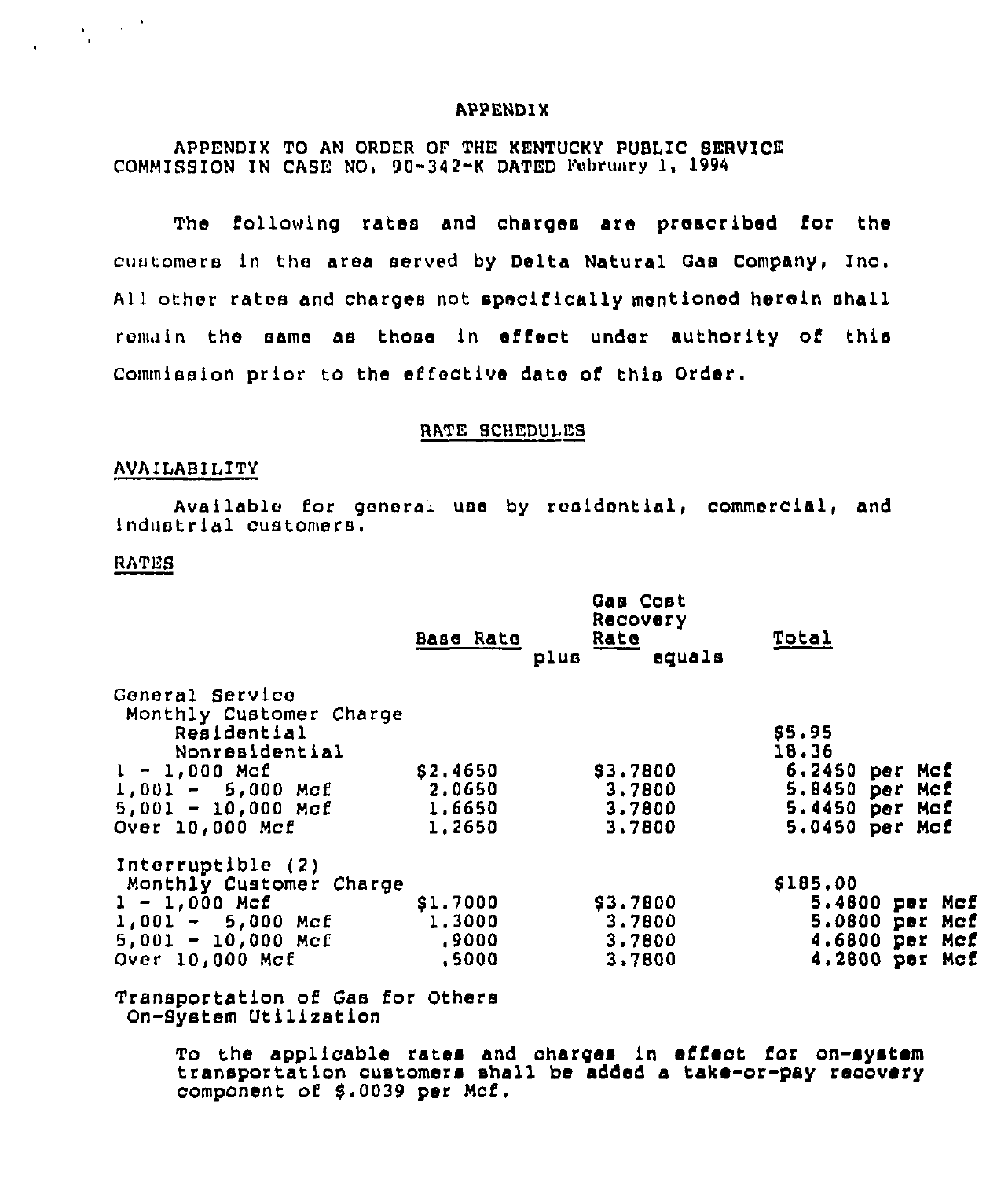APPENDIX

APPENDIX TO AN ORDER OF THE KENTUCKY PUBLIC SERVICE COMMISSION IN CASE NO. 90-342-K DATED February 1, 1994

The following rates and charges are prescribed for the customers in the area served by Delta Natural Gas Company, Inc. All other rates and charges not specifically mentioned herein shall remain the same as those in effect under authority of this Commission prior to the effective date of this Order.

RATE SCHEDULES

AVAILABILITY

Available for general use by residential, commercial, and industrial customers.

RATES

| | Base Rate plus | Gas Cost Recovery Rate equals | Total |
|---|---|---|---|
| General Service | | | |
| Monthly Customer Charge | | | |
| Residential | | | $5.95 |
| Nonresidential | | | 18.36 |
| 1 - 1,000 Mcf | $2.4650 | $3.7800 | 6.2450 per Mcf |
| 1,001 - 5,000 Mcf | 2.0650 | 3.7800 | 5.8450 per Mcf |
| 5,001 - 10,000 Mcf | 1.6650 | 3.7800 | 5.4450 per Mcf |
| Over 10,000 Mcf | 1.2650 | 3.7800 | 5.0450 per Mcf |
| Interruptible (2) | | | |
| Monthly Customer Charge | | | $185.00 |
| 1 - 1,000 Mcf | $1.7000 | $3.7800 | 5.4800 per Mcf |
| 1,001 - 5,000 Mcf | 1.3000 | 3.7800 | 5.0800 per Mcf |
| 5,001 - 10,000 Mcf | .9000 | 3.7800 | 4.6800 per Mcf |
| Over 10,000 Mcf | .5000 | 3.7800 | 4.2800 per Mcf |

Transportation of Gas for Others
On-System Utilization

To the applicable rates and charges in effect for on-system transportation customers shall be added a take-or-pay recovery component of $.0039 per Mcf.